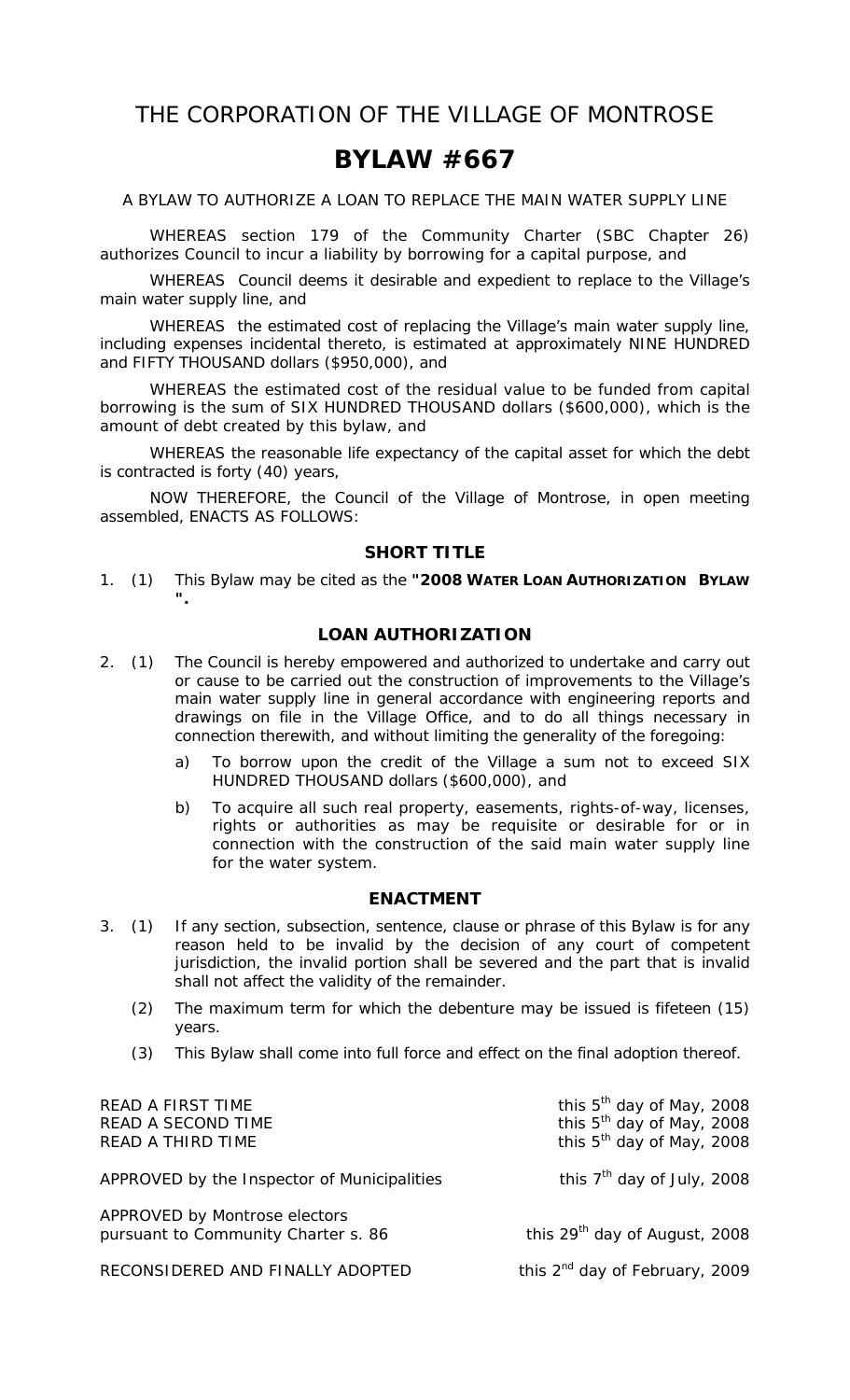# THE CORPORATION OF THE VILLAGE OF MONTROSE

# BYLAW #667

A BYLAW TO AUTHORIZE A LOAN TO REPLACE THE MAIN WATER SUPPLY LINE

WHEREAS section 179 of the Community Charter (SBC Chapter 26) authorizes Council to incur a liability by borrowing for a capital purpose, and

WHEREAS Council deems it desirable and expedient to replace to the Village's main water supply line, and

WHEREAS the estimated cost of replacing the Village's main water supply line, including expenses incidental thereto, is estimated at approximately NINE HUNDRED and FIFTY THOUSAND dollars ($950,000), and

WHEREAS the estimated cost of the residual value to be funded from capital borrowing is the sum of SIX HUNDRED THOUSAND dollars ($600,000), which is the amount of debt created by this bylaw, and

WHEREAS the reasonable life expectancy of the capital asset for which the debt is contracted is forty (40) years,

NOW THEREFORE, the Council of the Village of Montrose, in open meeting assembled, ENACTS AS FOLLOWS:

## SHORT TITLE

1. (1) This Bylaw may be cited as the **"2008 WATER LOAN AUTHORIZATION BYLAW ".**

## LOAN AUTHORIZATION

2. (1) The Council is hereby empowered and authorized to undertake and carry out or cause to be carried out the construction of improvements to the Village's main water supply line in general accordance with engineering reports and drawings on file in the Village Office, and to do all things necessary in connection therewith, and without limiting the generality of the foregoing:

   a) To borrow upon the credit of the Village a sum not to exceed SIX HUNDRED THOUSAND dollars ($600,000), and

   b) To acquire all such real property, easements, rights-of-way, licenses, rights or authorities as may be requisite or desirable for or in connection with the construction of the said main water supply line for the water system.

## ENACTMENT

3. (1) If any section, subsection, sentence, clause or phrase of this Bylaw is for any reason held to be invalid by the decision of any court of competent jurisdiction, the invalid portion shall be severed and the part that is invalid shall not affect the validity of the remainder.

   (2) The maximum term for which the debenture may be issued is fifeteen (15) years.

   (3) This Bylaw shall come into full force and effect on the final adoption thereof.

| | |
|---|---|
| READ A FIRST TIME | this 5th day of May, 2008 |
| READ A SECOND TIME | this 5th day of May, 2008 |
| READ A THIRD TIME | this 5th day of May, 2008 |
| APPROVED by the Inspector of Municipalities | this 7th day of July, 2008 |
| APPROVED by Montrose electors pursuant to Community Charter s. 86 | this 29th day of August, 2008 |
| RECONSIDERED AND FINALLY ADOPTED | this 2nd day of February, 2009 |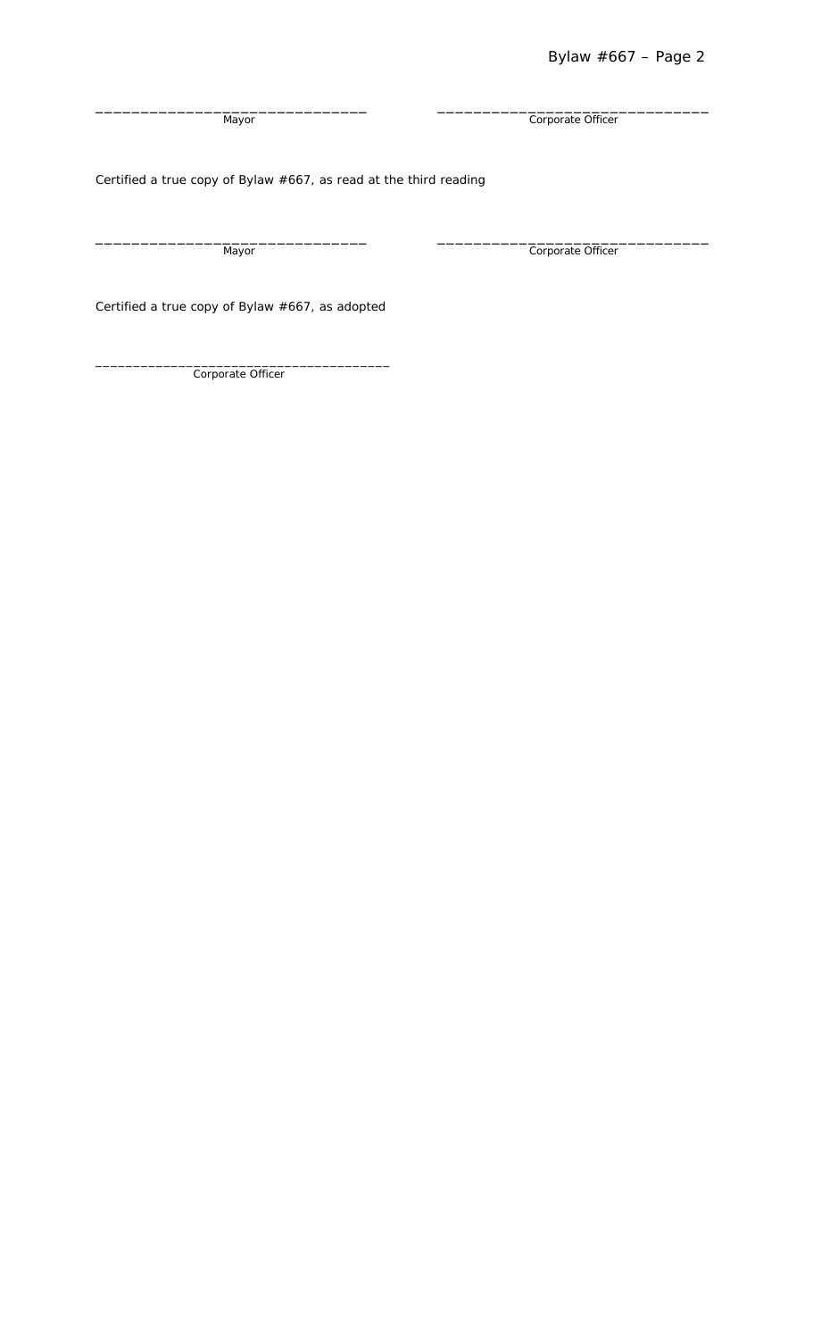| | |
|---|---|
| \_\_\_\_\_\_\_\_\_\_\_\_\_\_\_\_\_\_\_\_\_\_\_\_\_\_\_\_\_\_\_\_ | \_\_\_\_\_\_\_\_\_\_\_\_\_\_\_\_\_\_\_\_\_\_\_\_\_\_\_\_\_\_\_\_ |
| Mayor | Corporate Officer |

Certified a true copy of Bylaw #667, as read at the third reading

| | |
|---|---|
| \_\_\_\_\_\_\_\_\_\_\_\_\_\_\_\_\_\_\_\_\_\_\_\_\_\_\_\_\_\_\_\_ | \_\_\_\_\_\_\_\_\_\_\_\_\_\_\_\_\_\_\_\_\_\_\_\_\_\_\_\_\_\_\_\_ |
| Mayor | Corporate Officer |

Certified a true copy of Bylaw #667, as adopted

\_\_\_\_\_\_\_\_\_\_\_\_\_\_\_\_\_\_\_\_\_\_\_\_\_\_\_\_\_\_\_\_\_\_\_\_\_\_

Corporate Officer